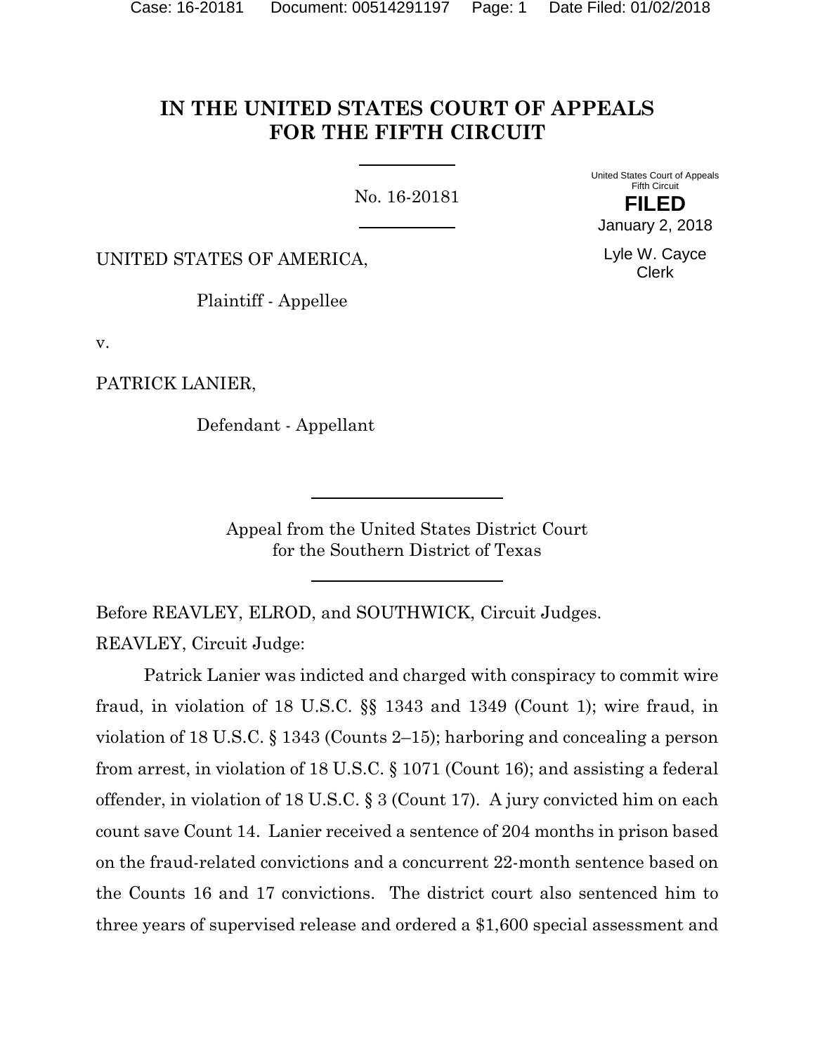# IN THE UNITED STATES COURT OF APPEALS FOR THE FIFTH CIRCUIT

No. 16-20181

United States Court of Appeals
Fifth Circuit

**FILED**

January 2, 2018

Lyle W. Cayce
Clerk

UNITED STATES OF AMERICA,

Plaintiff - Appellee

v.

PATRICK LANIER,

Defendant - Appellant

Appeal from the United States District Court
for the Southern District of Texas

Before REAVLEY, ELROD, and SOUTHWICK, Circuit Judges.

REAVLEY, Circuit Judge:

Patrick Lanier was indicted and charged with conspiracy to commit wire fraud, in violation of 18 U.S.C. §§ 1343 and 1349 (Count 1); wire fraud, in violation of 18 U.S.C. § 1343 (Counts 2–15); harboring and concealing a person from arrest, in violation of 18 U.S.C. § 1071 (Count 16); and assisting a federal offender, in violation of 18 U.S.C. § 3 (Count 17). A jury convicted him on each count save Count 14. Lanier received a sentence of 204 months in prison based on the fraud-related convictions and a concurrent 22-month sentence based on the Counts 16 and 17 convictions. The district court also sentenced him to three years of supervised release and ordered a $1,600 special assessment and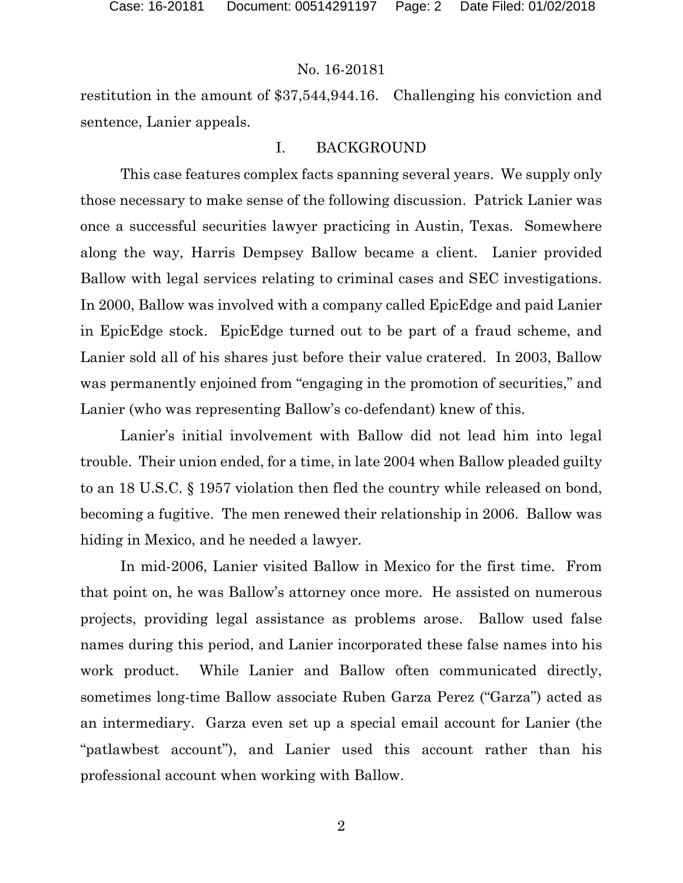restitution in the amount of $37,544,944.16. Challenging his conviction and sentence, Lanier appeals.

## I. BACKGROUND

This case features complex facts spanning several years. We supply only those necessary to make sense of the following discussion. Patrick Lanier was once a successful securities lawyer practicing in Austin, Texas. Somewhere along the way, Harris Dempsey Ballow became a client. Lanier provided Ballow with legal services relating to criminal cases and SEC investigations. In 2000, Ballow was involved with a company called EpicEdge and paid Lanier in EpicEdge stock. EpicEdge turned out to be part of a fraud scheme, and Lanier sold all of his shares just before their value cratered. In 2003, Ballow was permanently enjoined from "engaging in the promotion of securities," and Lanier (who was representing Ballow's co-defendant) knew of this.

Lanier's initial involvement with Ballow did not lead him into legal trouble. Their union ended, for a time, in late 2004 when Ballow pleaded guilty to an 18 U.S.C. § 1957 violation then fled the country while released on bond, becoming a fugitive. The men renewed their relationship in 2006. Ballow was hiding in Mexico, and he needed a lawyer.

In mid-2006, Lanier visited Ballow in Mexico for the first time. From that point on, he was Ballow's attorney once more. He assisted on numerous projects, providing legal assistance as problems arose. Ballow used false names during this period, and Lanier incorporated these false names into his work product. While Lanier and Ballow often communicated directly, sometimes long-time Ballow associate Ruben Garza Perez ("Garza") acted as an intermediary. Garza even set up a special email account for Lanier (the "patlawbest account"), and Lanier used this account rather than his professional account when working with Ballow.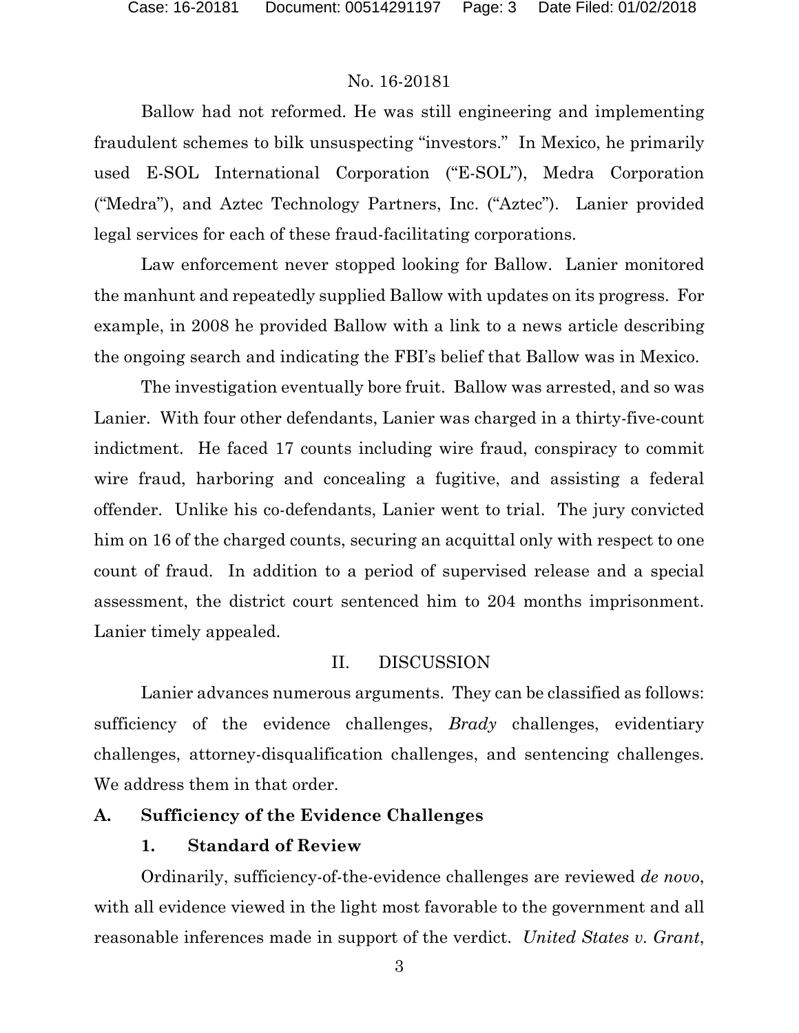Ballow had not reformed. He was still engineering and implementing fraudulent schemes to bilk unsuspecting "investors." In Mexico, he primarily used E-SOL International Corporation ("E-SOL"), Medra Corporation ("Medra"), and Aztec Technology Partners, Inc. ("Aztec"). Lanier provided legal services for each of these fraud-facilitating corporations.

Law enforcement never stopped looking for Ballow. Lanier monitored the manhunt and repeatedly supplied Ballow with updates on its progress. For example, in 2008 he provided Ballow with a link to a news article describing the ongoing search and indicating the FBI's belief that Ballow was in Mexico.

The investigation eventually bore fruit. Ballow was arrested, and so was Lanier. With four other defendants, Lanier was charged in a thirty-five-count indictment. He faced 17 counts including wire fraud, conspiracy to commit wire fraud, harboring and concealing a fugitive, and assisting a federal offender. Unlike his co-defendants, Lanier went to trial. The jury convicted him on 16 of the charged counts, securing an acquittal only with respect to one count of fraud. In addition to a period of supervised release and a special assessment, the district court sentenced him to 204 months imprisonment. Lanier timely appealed.

## II. DISCUSSION

Lanier advances numerous arguments. They can be classified as follows: sufficiency of the evidence challenges, *Brady* challenges, evidentiary challenges, attorney-disqualification challenges, and sentencing challenges. We address them in that order.

### A. Sufficiency of the Evidence Challenges

#### 1. Standard of Review

Ordinarily, sufficiency-of-the-evidence challenges are reviewed *de novo*, with all evidence viewed in the light most favorable to the government and all reasonable inferences made in support of the verdict. *United States v. Grant*,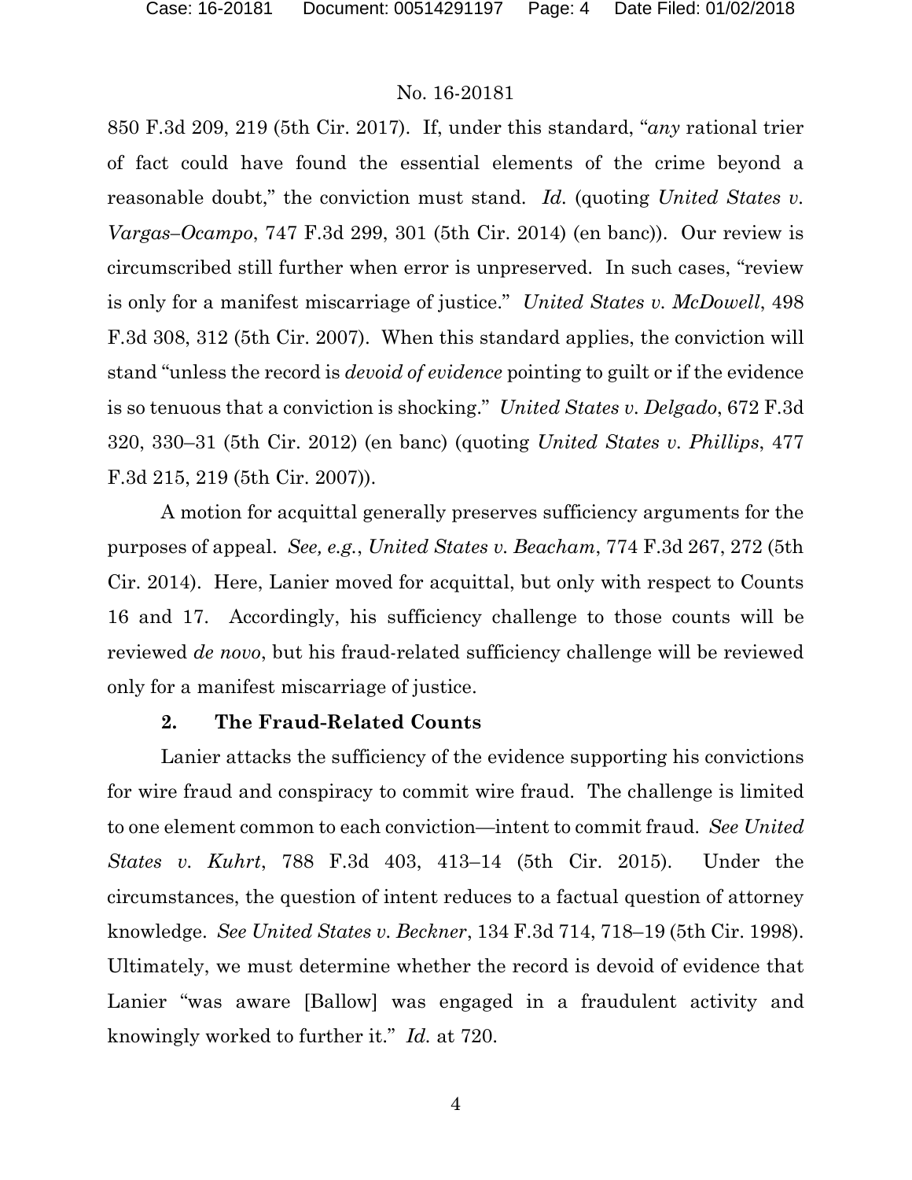850 F.3d 209, 219 (5th Cir. 2017). If, under this standard, "*any* rational trier of fact could have found the essential elements of the crime beyond a reasonable doubt," the conviction must stand. *Id*. (quoting *United States v. Vargas–Ocampo*, 747 F.3d 299, 301 (5th Cir. 2014) (en banc)). Our review is circumscribed still further when error is unpreserved. In such cases, "review is only for a manifest miscarriage of justice." *United States v. McDowell*, 498 F.3d 308, 312 (5th Cir. 2007). When this standard applies, the conviction will stand "unless the record is *devoid of evidence* pointing to guilt or if the evidence is so tenuous that a conviction is shocking." *United States v. Delgado*, 672 F.3d 320, 330–31 (5th Cir. 2012) (en banc) (quoting *United States v. Phillips*, 477 F.3d 215, 219 (5th Cir. 2007)).

A motion for acquittal generally preserves sufficiency arguments for the purposes of appeal. *See, e.g.*, *United States v. Beacham*, 774 F.3d 267, 272 (5th Cir. 2014). Here, Lanier moved for acquittal, but only with respect to Counts 16 and 17. Accordingly, his sufficiency challenge to those counts will be reviewed *de novo*, but his fraud-related sufficiency challenge will be reviewed only for a manifest miscarriage of justice.

### 2. The Fraud-Related Counts

Lanier attacks the sufficiency of the evidence supporting his convictions for wire fraud and conspiracy to commit wire fraud. The challenge is limited to one element common to each conviction—intent to commit fraud. *See United States v. Kuhrt*, 788 F.3d 403, 413–14 (5th Cir. 2015). Under the circumstances, the question of intent reduces to a factual question of attorney knowledge. *See United States v. Beckner*, 134 F.3d 714, 718–19 (5th Cir. 1998). Ultimately, we must determine whether the record is devoid of evidence that Lanier "was aware [Ballow] was engaged in a fraudulent activity and knowingly worked to further it." *Id.* at 720.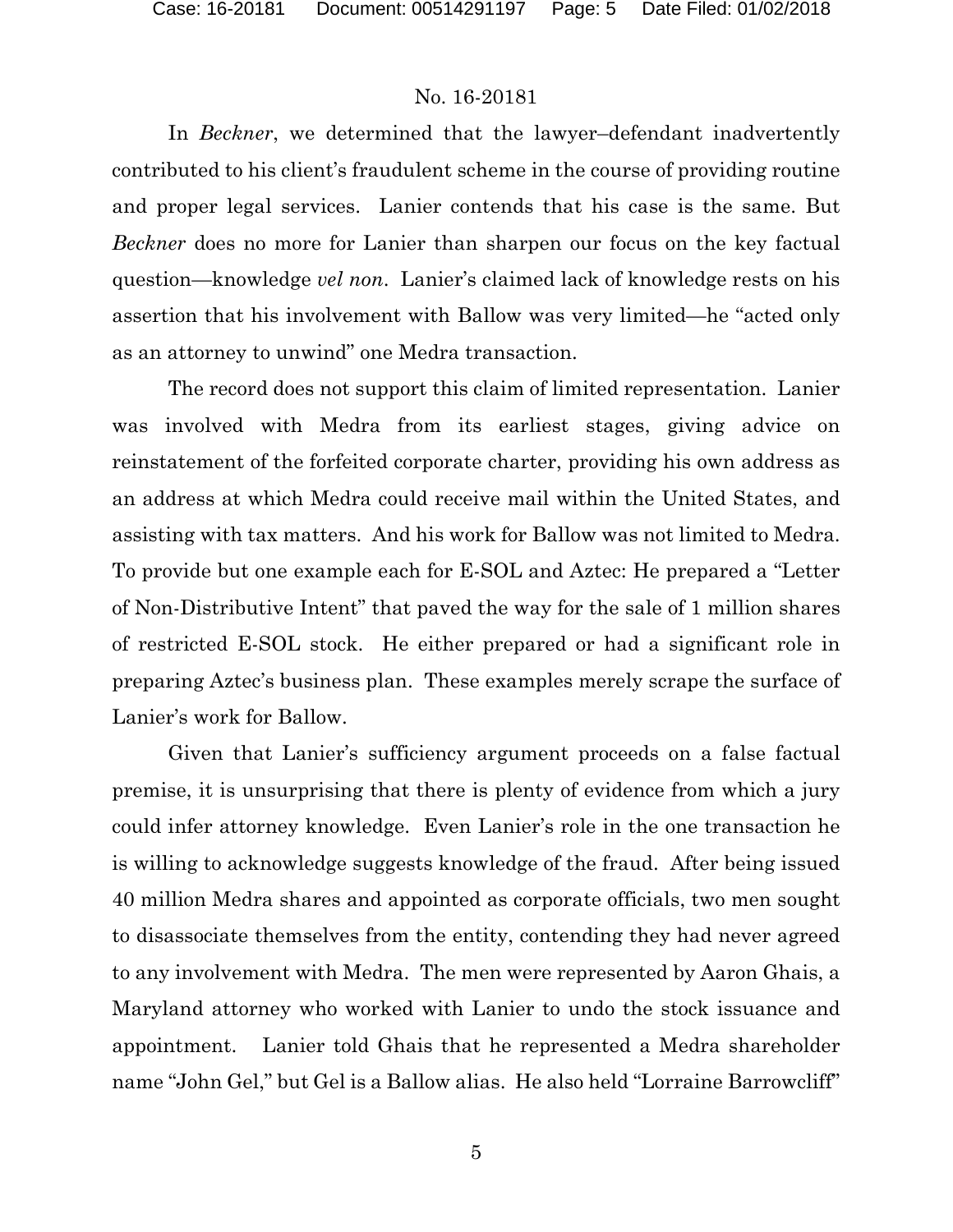In *Beckner*, we determined that the lawyer–defendant inadvertently contributed to his client's fraudulent scheme in the course of providing routine and proper legal services. Lanier contends that his case is the same. But *Beckner* does no more for Lanier than sharpen our focus on the key factual question—knowledge *vel non*. Lanier's claimed lack of knowledge rests on his assertion that his involvement with Ballow was very limited—he "acted only as an attorney to unwind" one Medra transaction.

The record does not support this claim of limited representation. Lanier was involved with Medra from its earliest stages, giving advice on reinstatement of the forfeited corporate charter, providing his own address as an address at which Medra could receive mail within the United States, and assisting with tax matters. And his work for Ballow was not limited to Medra. To provide but one example each for E-SOL and Aztec: He prepared a "Letter of Non-Distributive Intent" that paved the way for the sale of 1 million shares of restricted E-SOL stock. He either prepared or had a significant role in preparing Aztec's business plan. These examples merely scrape the surface of Lanier's work for Ballow.

Given that Lanier's sufficiency argument proceeds on a false factual premise, it is unsurprising that there is plenty of evidence from which a jury could infer attorney knowledge. Even Lanier's role in the one transaction he is willing to acknowledge suggests knowledge of the fraud. After being issued 40 million Medra shares and appointed as corporate officials, two men sought to disassociate themselves from the entity, contending they had never agreed to any involvement with Medra. The men were represented by Aaron Ghais, a Maryland attorney who worked with Lanier to undo the stock issuance and appointment. Lanier told Ghais that he represented a Medra shareholder name "John Gel," but Gel is a Ballow alias. He also held "Lorraine Barrowcliff"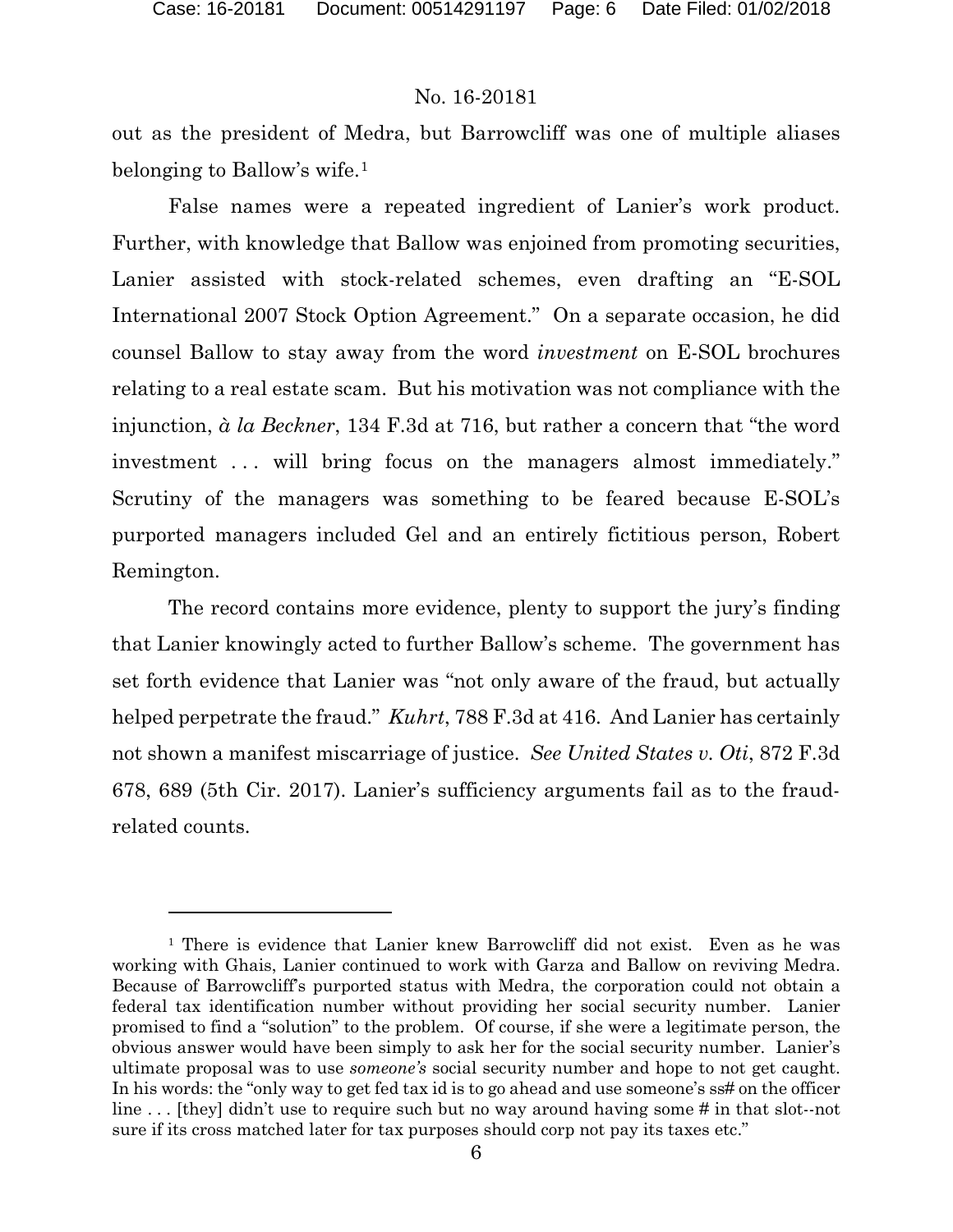out as the president of Medra, but Barrowcliff was one of multiple aliases belonging to Ballow's wife.[1]

False names were a repeated ingredient of Lanier's work product. Further, with knowledge that Ballow was enjoined from promoting securities, Lanier assisted with stock-related schemes, even drafting an "E-SOL International 2007 Stock Option Agreement." On a separate occasion, he did counsel Ballow to stay away from the word *investment* on E-SOL brochures relating to a real estate scam. But his motivation was not compliance with the injunction, *à la Beckner*, 134 F.3d at 716, but rather a concern that "the word investment . . . will bring focus on the managers almost immediately." Scrutiny of the managers was something to be feared because E-SOL's purported managers included Gel and an entirely fictitious person, Robert Remington.

The record contains more evidence, plenty to support the jury's finding that Lanier knowingly acted to further Ballow's scheme. The government has set forth evidence that Lanier was "not only aware of the fraud, but actually helped perpetrate the fraud." *Kuhrt*, 788 F.3d at 416. And Lanier has certainly not shown a manifest miscarriage of justice. *See United States v. Oti*, 872 F.3d 678, 689 (5th Cir. 2017). Lanier's sufficiency arguments fail as to the fraud-related counts.

---

[1] There is evidence that Lanier knew Barrowcliff did not exist. Even as he was working with Ghais, Lanier continued to work with Garza and Ballow on reviving Medra. Because of Barrowcliff's purported status with Medra, the corporation could not obtain a federal tax identification number without providing her social security number. Lanier promised to find a "solution" to the problem. Of course, if she were a legitimate person, the obvious answer would have been simply to ask her for the social security number. Lanier's ultimate proposal was to use *someone's* social security number and hope to not get caught. In his words: the "only way to get fed tax id is to go ahead and use someone's ss# on the officer line . . . [they] didn't use to require such but no way around having some # in that slot--not sure if its cross matched later for tax purposes should corp not pay its taxes etc."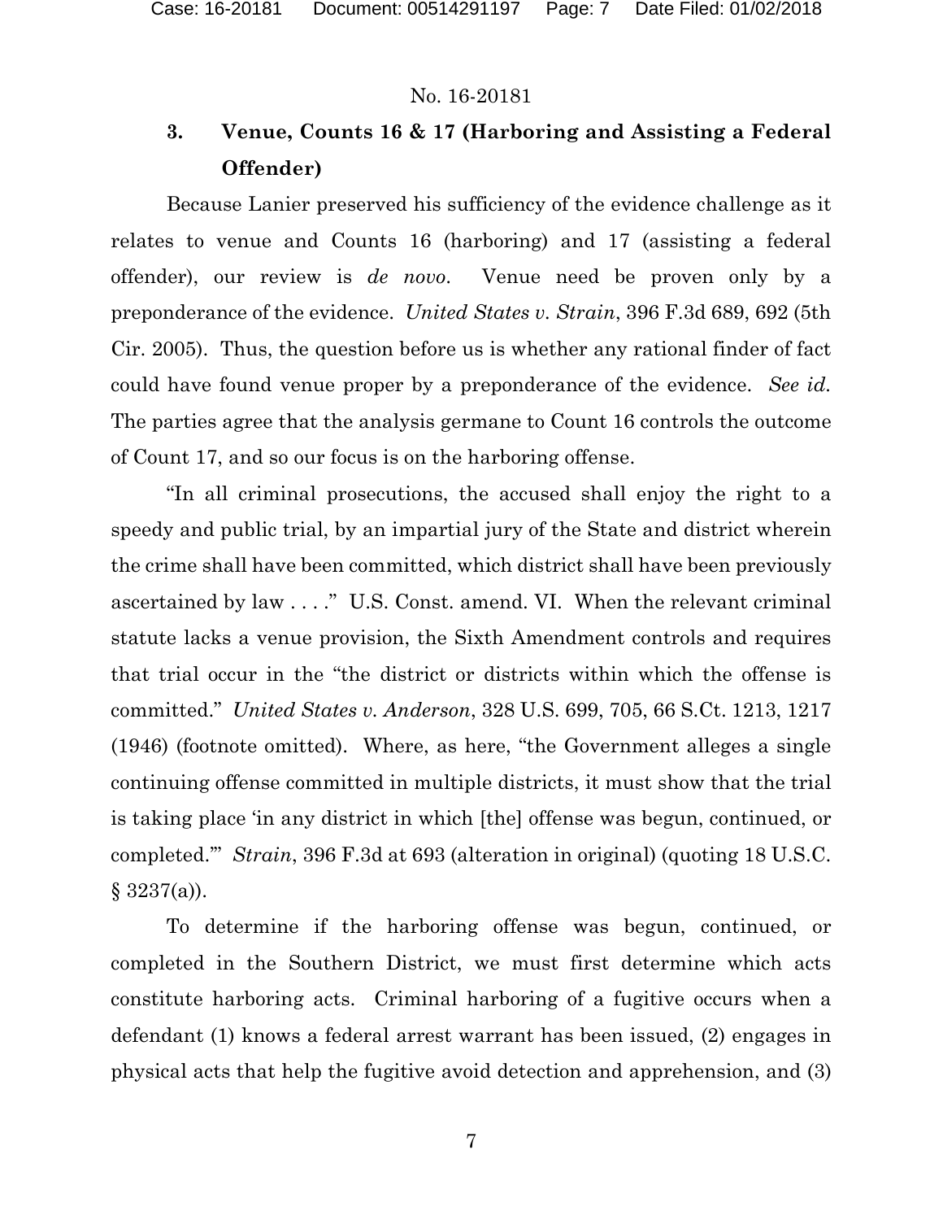### 3. Venue, Counts 16 & 17 (Harboring and Assisting a Federal Offender)

Because Lanier preserved his sufficiency of the evidence challenge as it relates to venue and Counts 16 (harboring) and 17 (assisting a federal offender), our review is *de novo*. Venue need be proven only by a preponderance of the evidence. *United States v. Strain*, 396 F.3d 689, 692 (5th Cir. 2005). Thus, the question before us is whether any rational finder of fact could have found venue proper by a preponderance of the evidence. *See id.* The parties agree that the analysis germane to Count 16 controls the outcome of Count 17, and so our focus is on the harboring offense.

"In all criminal prosecutions, the accused shall enjoy the right to a speedy and public trial, by an impartial jury of the State and district wherein the crime shall have been committed, which district shall have been previously ascertained by law . . . ." U.S. Const. amend. VI. When the relevant criminal statute lacks a venue provision, the Sixth Amendment controls and requires that trial occur in the "the district or districts within which the offense is committed." *United States v. Anderson*, 328 U.S. 699, 705, 66 S.Ct. 1213, 1217 (1946) (footnote omitted). Where, as here, "the Government alleges a single continuing offense committed in multiple districts, it must show that the trial is taking place 'in any district in which [the] offense was begun, continued, or completed.'" *Strain*, 396 F.3d at 693 (alteration in original) (quoting 18 U.S.C. § 3237(a)).

To determine if the harboring offense was begun, continued, or completed in the Southern District, we must first determine which acts constitute harboring acts. Criminal harboring of a fugitive occurs when a defendant (1) knows a federal arrest warrant has been issued, (2) engages in physical acts that help the fugitive avoid detection and apprehension, and (3)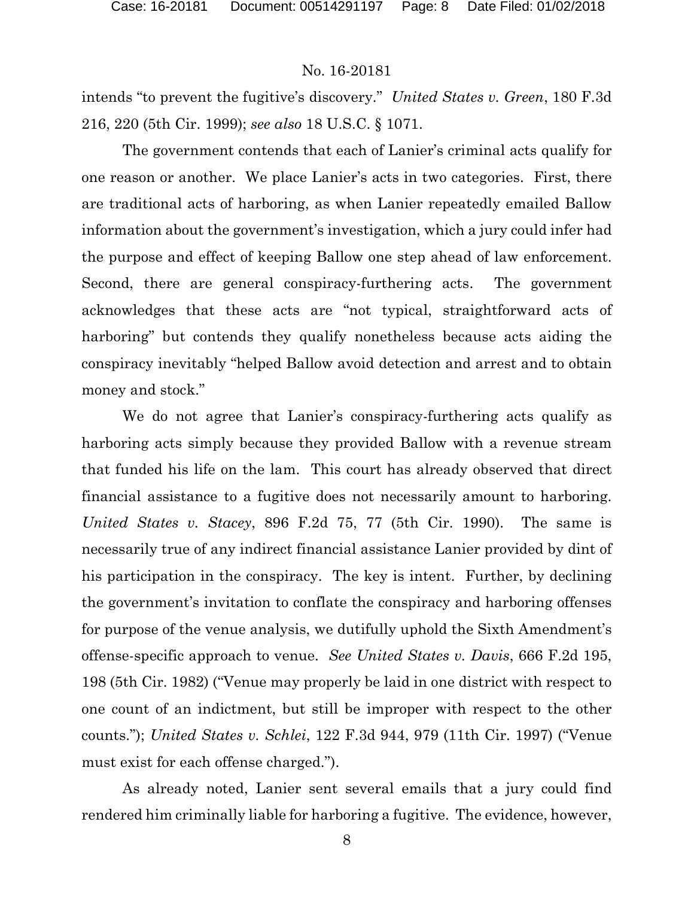intends "to prevent the fugitive's discovery." *United States v. Green*, 180 F.3d 216, 220 (5th Cir. 1999); *see also* 18 U.S.C. § 1071.

The government contends that each of Lanier's criminal acts qualify for one reason or another. We place Lanier's acts in two categories. First, there are traditional acts of harboring, as when Lanier repeatedly emailed Ballow information about the government's investigation, which a jury could infer had the purpose and effect of keeping Ballow one step ahead of law enforcement. Second, there are general conspiracy-furthering acts. The government acknowledges that these acts are "not typical, straightforward acts of harboring" but contends they qualify nonetheless because acts aiding the conspiracy inevitably "helped Ballow avoid detection and arrest and to obtain money and stock."

We do not agree that Lanier's conspiracy-furthering acts qualify as harboring acts simply because they provided Ballow with a revenue stream that funded his life on the lam. This court has already observed that direct financial assistance to a fugitive does not necessarily amount to harboring. *United States v. Stacey*, 896 F.2d 75, 77 (5th Cir. 1990). The same is necessarily true of any indirect financial assistance Lanier provided by dint of his participation in the conspiracy. The key is intent. Further, by declining the government's invitation to conflate the conspiracy and harboring offenses for purpose of the venue analysis, we dutifully uphold the Sixth Amendment's offense-specific approach to venue. *See United States v. Davis*, 666 F.2d 195, 198 (5th Cir. 1982) ("Venue may properly be laid in one district with respect to one count of an indictment, but still be improper with respect to the other counts."); *United States v. Schlei*, 122 F.3d 944, 979 (11th Cir. 1997) ("Venue must exist for each offense charged.").

As already noted, Lanier sent several emails that a jury could find rendered him criminally liable for harboring a fugitive. The evidence, however,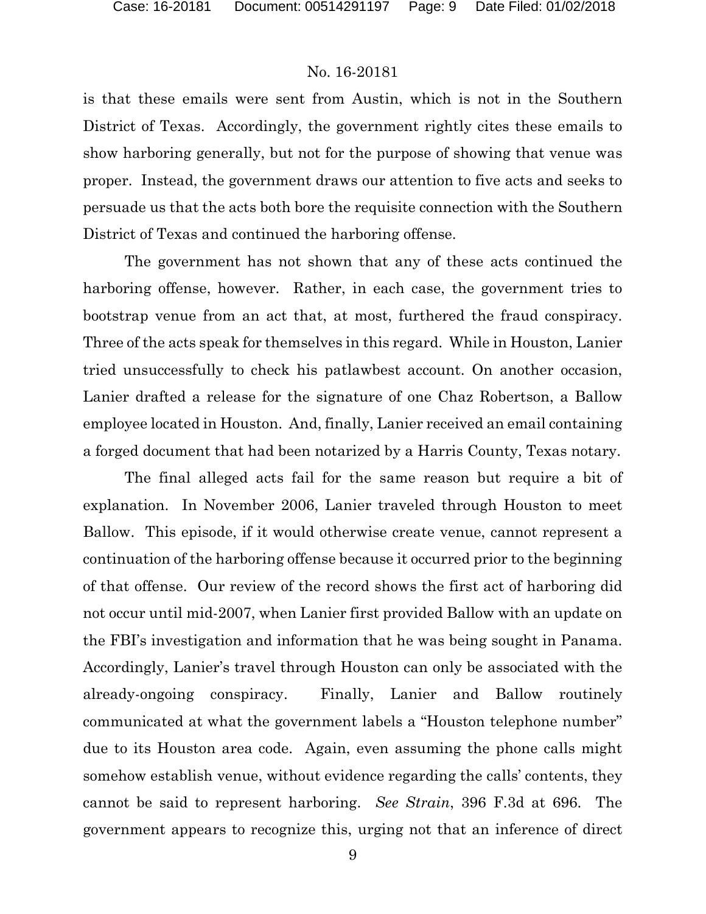is that these emails were sent from Austin, which is not in the Southern District of Texas. Accordingly, the government rightly cites these emails to show harboring generally, but not for the purpose of showing that venue was proper. Instead, the government draws our attention to five acts and seeks to persuade us that the acts both bore the requisite connection with the Southern District of Texas and continued the harboring offense.

The government has not shown that any of these acts continued the harboring offense, however. Rather, in each case, the government tries to bootstrap venue from an act that, at most, furthered the fraud conspiracy. Three of the acts speak for themselves in this regard. While in Houston, Lanier tried unsuccessfully to check his patlawbest account. On another occasion, Lanier drafted a release for the signature of one Chaz Robertson, a Ballow employee located in Houston. And, finally, Lanier received an email containing a forged document that had been notarized by a Harris County, Texas notary.

The final alleged acts fail for the same reason but require a bit of explanation. In November 2006, Lanier traveled through Houston to meet Ballow. This episode, if it would otherwise create venue, cannot represent a continuation of the harboring offense because it occurred prior to the beginning of that offense. Our review of the record shows the first act of harboring did not occur until mid-2007, when Lanier first provided Ballow with an update on the FBI's investigation and information that he was being sought in Panama. Accordingly, Lanier's travel through Houston can only be associated with the already-ongoing conspiracy. Finally, Lanier and Ballow routinely communicated at what the government labels a "Houston telephone number" due to its Houston area code. Again, even assuming the phone calls might somehow establish venue, without evidence regarding the calls' contents, they cannot be said to represent harboring. *See Strain*, 396 F.3d at 696. The government appears to recognize this, urging not that an inference of direct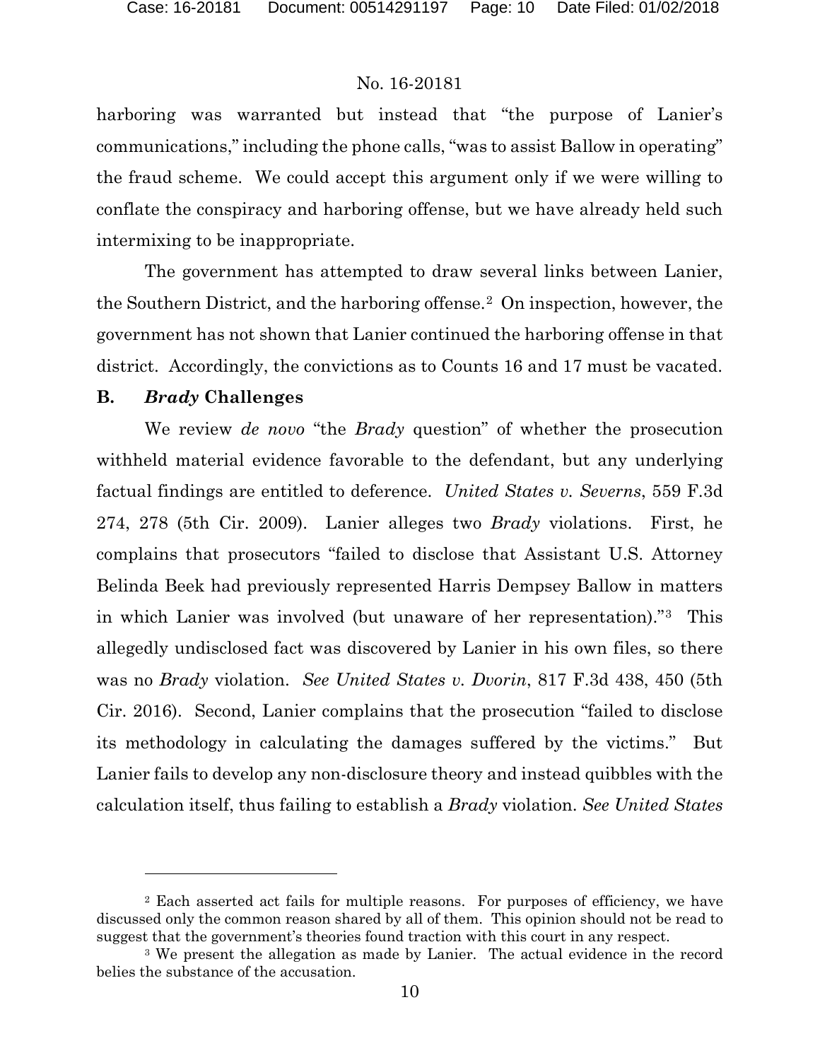harboring was warranted but instead that "the purpose of Lanier's communications," including the phone calls, "was to assist Ballow in operating" the fraud scheme. We could accept this argument only if we were willing to conflate the conspiracy and harboring offense, but we have already held such intermixing to be inappropriate.

The government has attempted to draw several links between Lanier, the Southern District, and the harboring offense.[2] On inspection, however, the government has not shown that Lanier continued the harboring offense in that district. Accordingly, the convictions as to Counts 16 and 17 must be vacated.

### B. *Brady* Challenges

We review *de novo* "the *Brady* question" of whether the prosecution withheld material evidence favorable to the defendant, but any underlying factual findings are entitled to deference. *United States v. Severns*, 559 F.3d 274, 278 (5th Cir. 2009). Lanier alleges two *Brady* violations. First, he complains that prosecutors "failed to disclose that Assistant U.S. Attorney Belinda Beek had previously represented Harris Dempsey Ballow in matters in which Lanier was involved (but unaware of her representation)."[3] This allegedly undisclosed fact was discovered by Lanier in his own files, so there was no *Brady* violation. *See United States v. Dvorin*, 817 F.3d 438, 450 (5th Cir. 2016). Second, Lanier complains that the prosecution "failed to disclose its methodology in calculating the damages suffered by the victims." But Lanier fails to develop any non-disclosure theory and instead quibbles with the calculation itself, thus failing to establish a *Brady* violation. *See United States*

---

[2] Each asserted act fails for multiple reasons. For purposes of efficiency, we have discussed only the common reason shared by all of them. This opinion should not be read to suggest that the government's theories found traction with this court in any respect.

[3] We present the allegation as made by Lanier. The actual evidence in the record belies the substance of the accusation.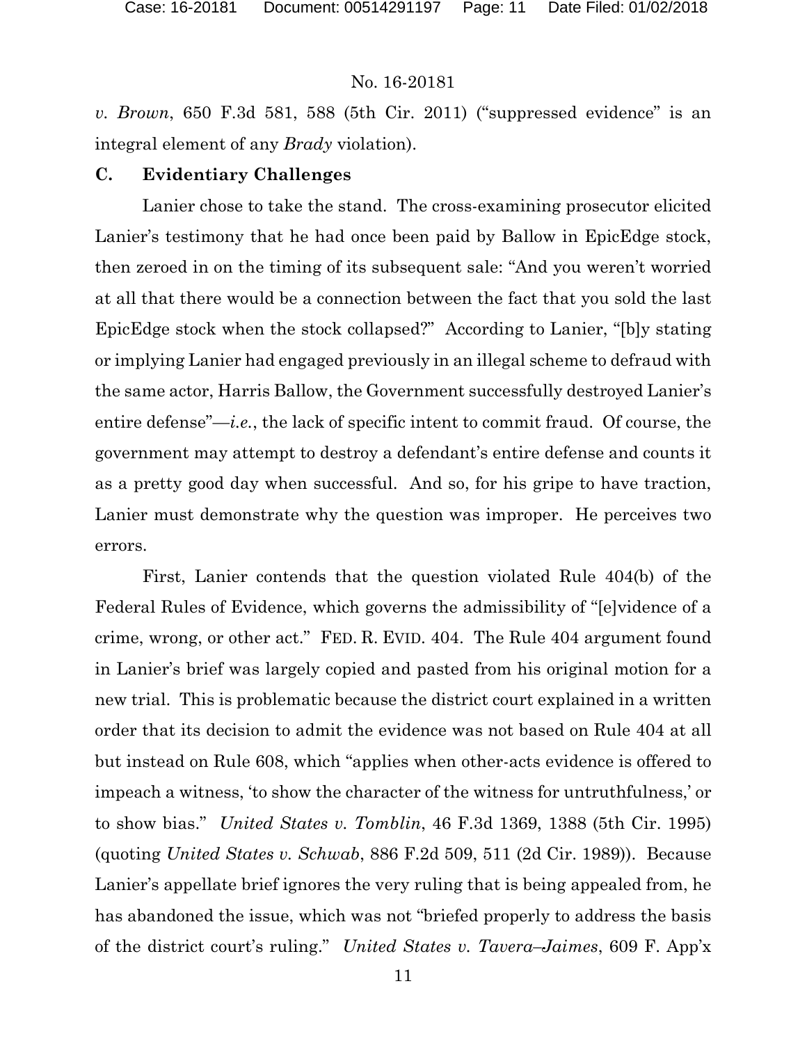*v. Brown*, 650 F.3d 581, 588 (5th Cir. 2011) ("suppressed evidence" is an integral element of any *Brady* violation).

## C. Evidentiary Challenges

Lanier chose to take the stand. The cross-examining prosecutor elicited Lanier's testimony that he had once been paid by Ballow in EpicEdge stock, then zeroed in on the timing of its subsequent sale: "And you weren't worried at all that there would be a connection between the fact that you sold the last EpicEdge stock when the stock collapsed?" According to Lanier, "[b]y stating or implying Lanier had engaged previously in an illegal scheme to defraud with the same actor, Harris Ballow, the Government successfully destroyed Lanier's entire defense"—*i.e.*, the lack of specific intent to commit fraud. Of course, the government may attempt to destroy a defendant's entire defense and counts it as a pretty good day when successful. And so, for his gripe to have traction, Lanier must demonstrate why the question was improper. He perceives two errors.

First, Lanier contends that the question violated Rule 404(b) of the Federal Rules of Evidence, which governs the admissibility of "[e]vidence of a crime, wrong, or other act." FED. R. EVID. 404. The Rule 404 argument found in Lanier's brief was largely copied and pasted from his original motion for a new trial. This is problematic because the district court explained in a written order that its decision to admit the evidence was not based on Rule 404 at all but instead on Rule 608, which "applies when other-acts evidence is offered to impeach a witness, 'to show the character of the witness for untruthfulness,' or to show bias." *United States v. Tomblin*, 46 F.3d 1369, 1388 (5th Cir. 1995) (quoting *United States v. Schwab*, 886 F.2d 509, 511 (2d Cir. 1989)). Because Lanier's appellate brief ignores the very ruling that is being appealed from, he has abandoned the issue, which was not "briefed properly to address the basis of the district court's ruling." *United States v. Tavera–Jaimes*, 609 F. App'x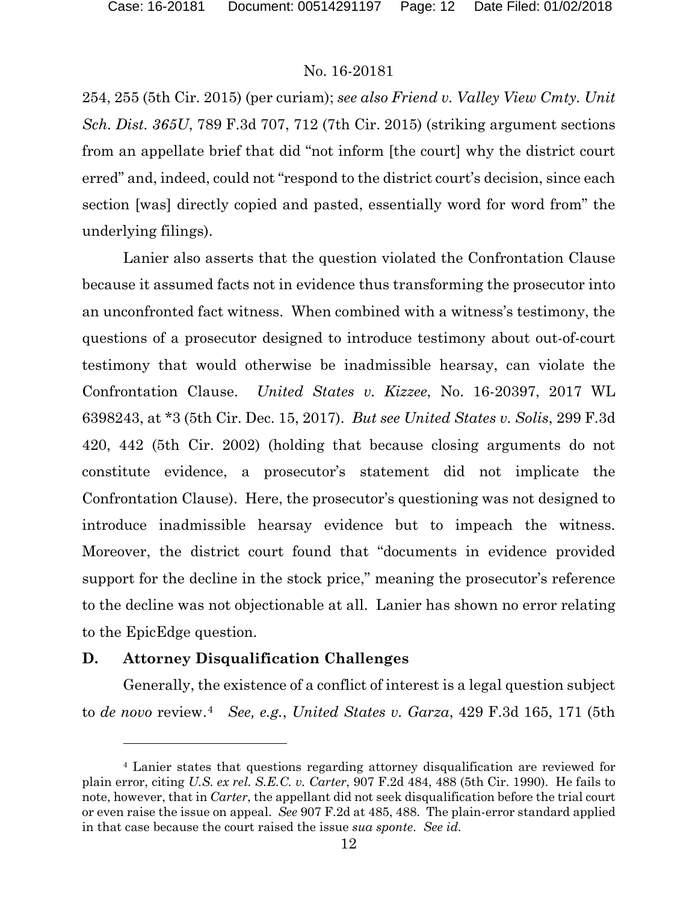254, 255 (5th Cir. 2015) (per curiam); *see also Friend v. Valley View Cmty. Unit Sch. Dist. 365U*, 789 F.3d 707, 712 (7th Cir. 2015) (striking argument sections from an appellate brief that did "not inform [the court] why the district court erred" and, indeed, could not "respond to the district court's decision, since each section [was] directly copied and pasted, essentially word for word from" the underlying filings).

Lanier also asserts that the question violated the Confrontation Clause because it assumed facts not in evidence thus transforming the prosecutor into an unconfronted fact witness. When combined with a witness's testimony, the questions of a prosecutor designed to introduce testimony about out-of-court testimony that would otherwise be inadmissible hearsay, can violate the Confrontation Clause. *United States v. Kizzee*, No. 16-20397, 2017 WL 6398243, at *3 (5th Cir. Dec. 15, 2017). *But see United States v. Solis*, 299 F.3d 420, 442 (5th Cir. 2002) (holding that because closing arguments do not constitute evidence, a prosecutor's statement did not implicate the Confrontation Clause). Here, the prosecutor's questioning was not designed to introduce inadmissible hearsay evidence but to impeach the witness. Moreover, the district court found that "documents in evidence provided support for the decline in the stock price," meaning the prosecutor's reference to the decline was not objectionable at all. Lanier has shown no error relating to the EpicEdge question.

### D. Attorney Disqualification Challenges

Generally, the existence of a conflict of interest is a legal question subject to *de novo* review.[4] *See, e.g.*, *United States v. Garza*, 429 F.3d 165, 171 (5th

---

[4] Lanier states that questions regarding attorney disqualification are reviewed for plain error, citing *U.S. ex rel. S.E.C. v. Carter*, 907 F.2d 484, 488 (5th Cir. 1990). He fails to note, however, that in *Carter*, the appellant did not seek disqualification before the trial court or even raise the issue on appeal. *See* 907 F.2d at 485, 488. The plain-error standard applied in that case because the court raised the issue *sua sponte*. *See id.*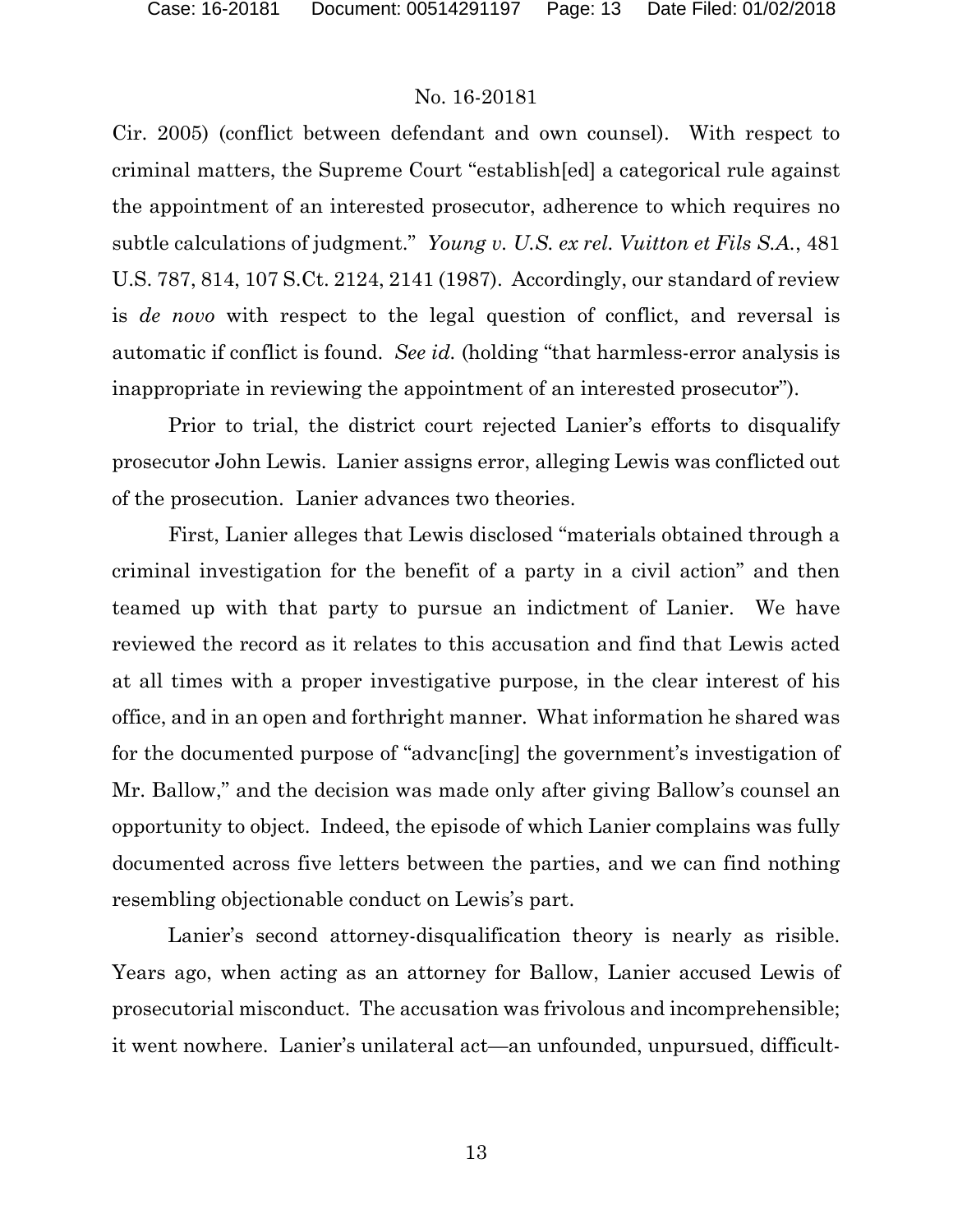Cir. 2005) (conflict between defendant and own counsel). With respect to criminal matters, the Supreme Court "establish[ed] a categorical rule against the appointment of an interested prosecutor, adherence to which requires no subtle calculations of judgment." *Young v. U.S. ex rel. Vuitton et Fils S.A.*, 481 U.S. 787, 814, 107 S.Ct. 2124, 2141 (1987). Accordingly, our standard of review is *de novo* with respect to the legal question of conflict, and reversal is automatic if conflict is found. *See id.* (holding "that harmless-error analysis is inappropriate in reviewing the appointment of an interested prosecutor").

Prior to trial, the district court rejected Lanier's efforts to disqualify prosecutor John Lewis. Lanier assigns error, alleging Lewis was conflicted out of the prosecution. Lanier advances two theories.

First, Lanier alleges that Lewis disclosed "materials obtained through a criminal investigation for the benefit of a party in a civil action" and then teamed up with that party to pursue an indictment of Lanier. We have reviewed the record as it relates to this accusation and find that Lewis acted at all times with a proper investigative purpose, in the clear interest of his office, and in an open and forthright manner. What information he shared was for the documented purpose of "advanc[ing] the government's investigation of Mr. Ballow," and the decision was made only after giving Ballow's counsel an opportunity to object. Indeed, the episode of which Lanier complains was fully documented across five letters between the parties, and we can find nothing resembling objectionable conduct on Lewis's part.

Lanier's second attorney-disqualification theory is nearly as risible. Years ago, when acting as an attorney for Ballow, Lanier accused Lewis of prosecutorial misconduct. The accusation was frivolous and incomprehensible; it went nowhere. Lanier's unilateral act—an unfounded, unpursued, difficult-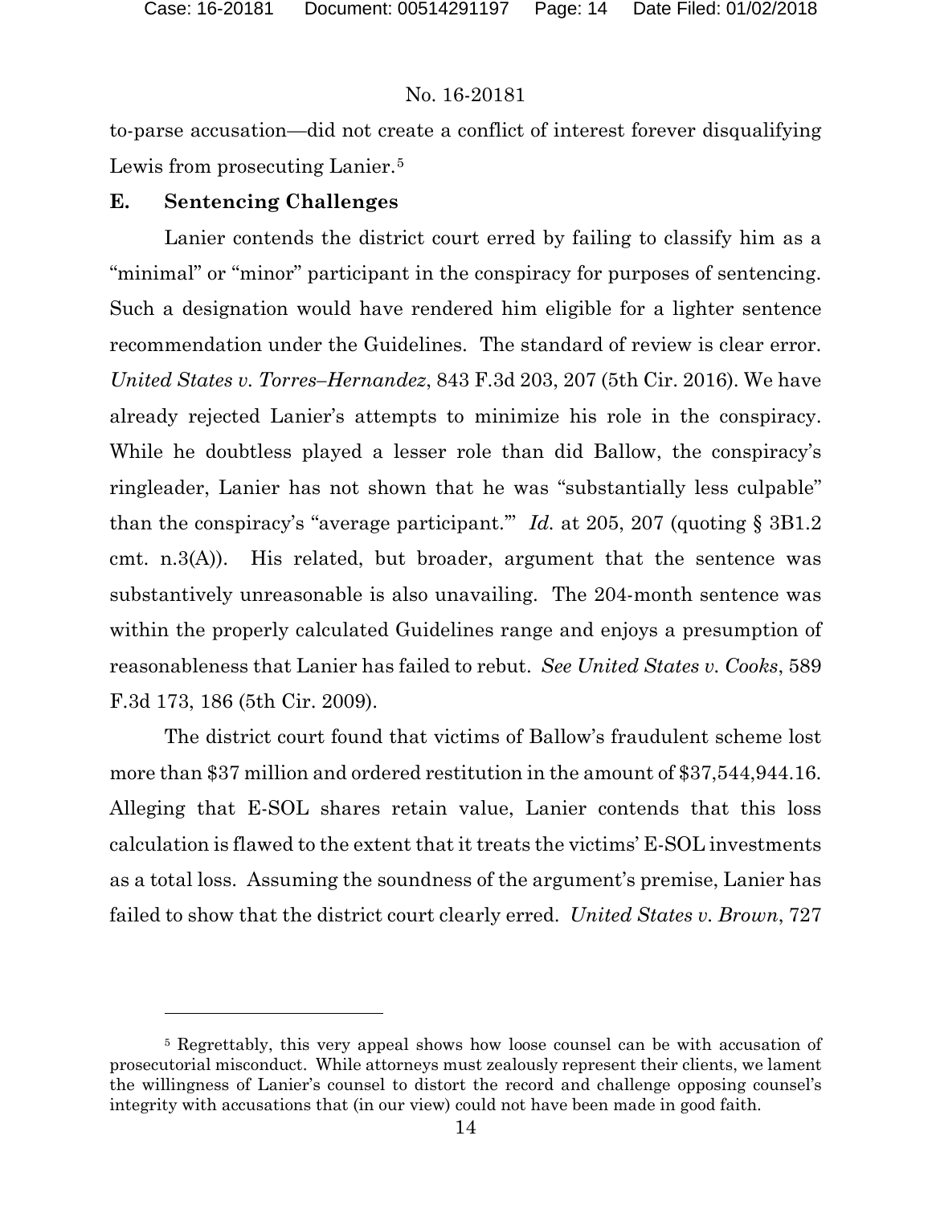to-parse accusation—did not create a conflict of interest forever disqualifying Lewis from prosecuting Lanier.[5]

### E. Sentencing Challenges

Lanier contends the district court erred by failing to classify him as a "minimal" or "minor" participant in the conspiracy for purposes of sentencing. Such a designation would have rendered him eligible for a lighter sentence recommendation under the Guidelines. The standard of review is clear error. *United States v. Torres–Hernandez*, 843 F.3d 203, 207 (5th Cir. 2016). We have already rejected Lanier's attempts to minimize his role in the conspiracy. While he doubtless played a lesser role than did Ballow, the conspiracy's ringleader, Lanier has not shown that he was "substantially less culpable" than the conspiracy's "average participant.'" *Id.* at 205, 207 (quoting § 3B1.2 cmt. n.3(A)). His related, but broader, argument that the sentence was substantively unreasonable is also unavailing. The 204-month sentence was within the properly calculated Guidelines range and enjoys a presumption of reasonableness that Lanier has failed to rebut. *See United States v. Cooks*, 589 F.3d 173, 186 (5th Cir. 2009).

The district court found that victims of Ballow's fraudulent scheme lost more than $37 million and ordered restitution in the amount of $37,544,944.16. Alleging that E-SOL shares retain value, Lanier contends that this loss calculation is flawed to the extent that it treats the victims' E-SOL investments as a total loss. Assuming the soundness of the argument's premise, Lanier has failed to show that the district court clearly erred. *United States v. Brown*, 727

---

[5] Regrettably, this very appeal shows how loose counsel can be with accusation of prosecutorial misconduct. While attorneys must zealously represent their clients, we lament the willingness of Lanier's counsel to distort the record and challenge opposing counsel's integrity with accusations that (in our view) could not have been made in good faith.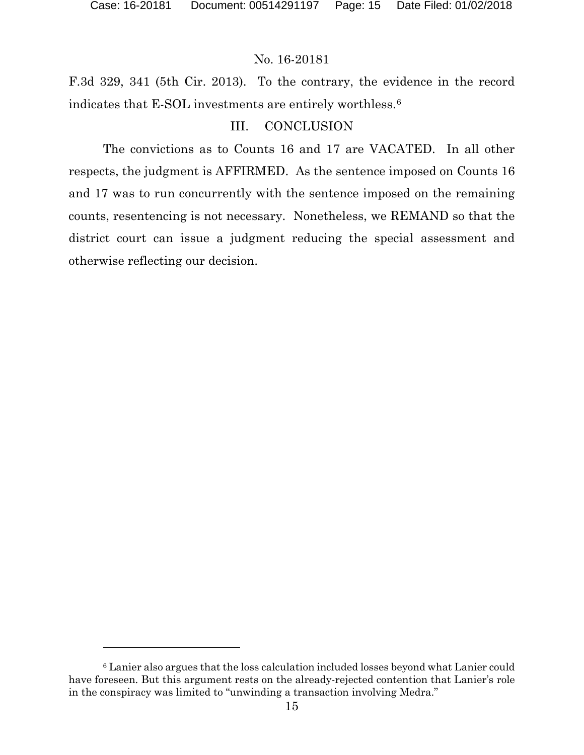F.3d 329, 341 (5th Cir. 2013). To the contrary, the evidence in the record indicates that E-SOL investments are entirely worthless.[6]

## III. CONCLUSION

The convictions as to Counts 16 and 17 are VACATED. In all other respects, the judgment is AFFIRMED. As the sentence imposed on Counts 16 and 17 was to run concurrently with the sentence imposed on the remaining counts, resentencing is not necessary. Nonetheless, we REMAND so that the district court can issue a judgment reducing the special assessment and otherwise reflecting our decision.

---

[6] Lanier also argues that the loss calculation included losses beyond what Lanier could have foreseen. But this argument rests on the already-rejected contention that Lanier's role in the conspiracy was limited to "unwinding a transaction involving Medra."